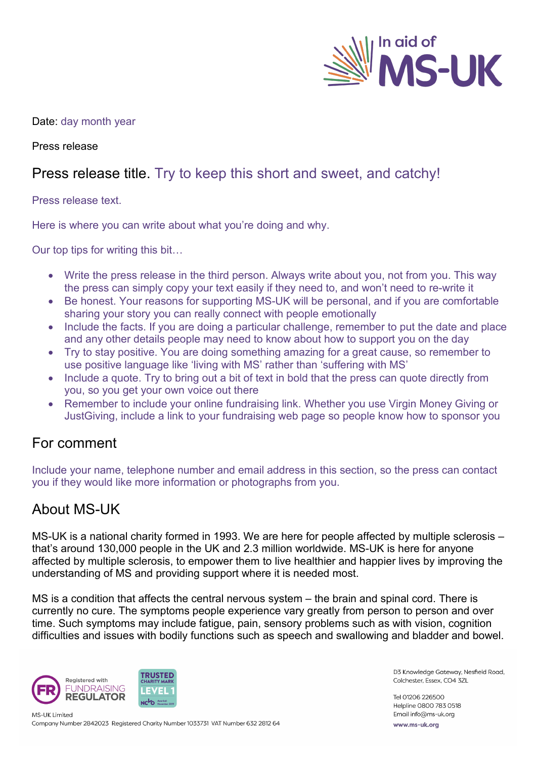In aid of MS-UK

Date: day month year

Press release

## Press release title. Try to keep this short and sweet, and catchy!

Press release text.

Here is where you can write about what you're doing and why.

Our top tips for writing this bit…

- Write the press release in the third person. Always write about you, not from you. This way the press can simply copy your text easily if they need to, and won't need to re-write it
- Be honest. Your reasons for supporting MS-UK will be personal, and if you are comfortable sharing your story you can really connect with people emotionally
- Include the facts. If you are doing a particular challenge, remember to put the date and place and any other details people may need to know about how to support you on the day
- Try to stay positive. You are doing something amazing for a great cause, so remember to use positive language like 'living with MS' rather than 'suffering with MS'
- Include a quote. Try to bring out a bit of text in bold that the press can quote directly from you, so you get your own voice out there
- Remember to include your online fundraising link. Whether you use Virgin Money Giving or JustGiving, include a link to your fundraising web page so people know how to sponsor you

## For comment

Include your name, telephone number and email address in this section, so the press can contact you if they would like more information or photographs from you.

## About MS-UK

MS-UK is a national charity formed in 1993. We are here for people affected by multiple sclerosis – that's around 130,000 people in the UK and 2.3 million worldwide. MS-UK is here for anyone affected by multiple sclerosis, to empower them to live healthier and happier lives by improving the understanding of MS and providing support where it is needed most.

MS is a condition that affects the central nervous system – the brain and spinal cord. There is currently no cure. The symptoms people experience vary greatly from person to person and over time. Such symptoms may include fatigue, pain, sensory problems such as with vision, cognition difficulties and issues with bodily functions such as speech and swallowing and bladder and bowel.

Registered with FUNDRAISING REGULATOR

TRUSTED CHARITY MARK LEVEL 1 NCVO Awarded November 2019

MS-UK Limited
Company Number 2842023 Registered Charity Number 1033731 VAT Number 632 2812 64

D3 Knowledge Gateway, Nesfield Road, Colchester, Essex, CO4 3ZL

Tel 01206 226500
Helpline 0800 783 0518
Email info@ms-uk.org

www.ms-uk.org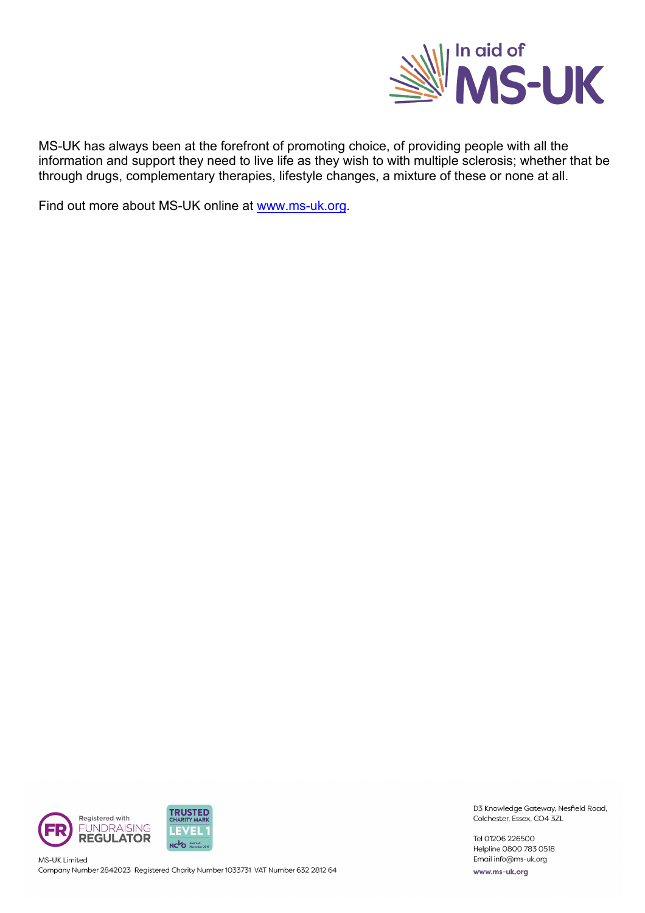In aid of MS-UK

MS-UK has always been at the forefront of promoting choice, of providing people with all the information and support they need to live life as they wish to with multiple sclerosis; whether that be through drugs, complementary therapies, lifestyle changes, a mixture of these or none at all.

Find out more about MS-UK online at [www.ms-uk.org](http://www.ms-uk.org).

Registered with FUNDRAISING REGULATOR

TRUSTED CHARITY MARK LEVEL 1

MS-UK Limited
Company Number 2842023 Registered Charity Number 1033731 VAT Number 632 2812 64

D3 Knowledge Gateway, Nesfield Road,
Colchester, Essex, CO4 3ZL

Tel 01206 226500
Helpline 0800 783 0518
Email info@ms-uk.org

www.ms-uk.org